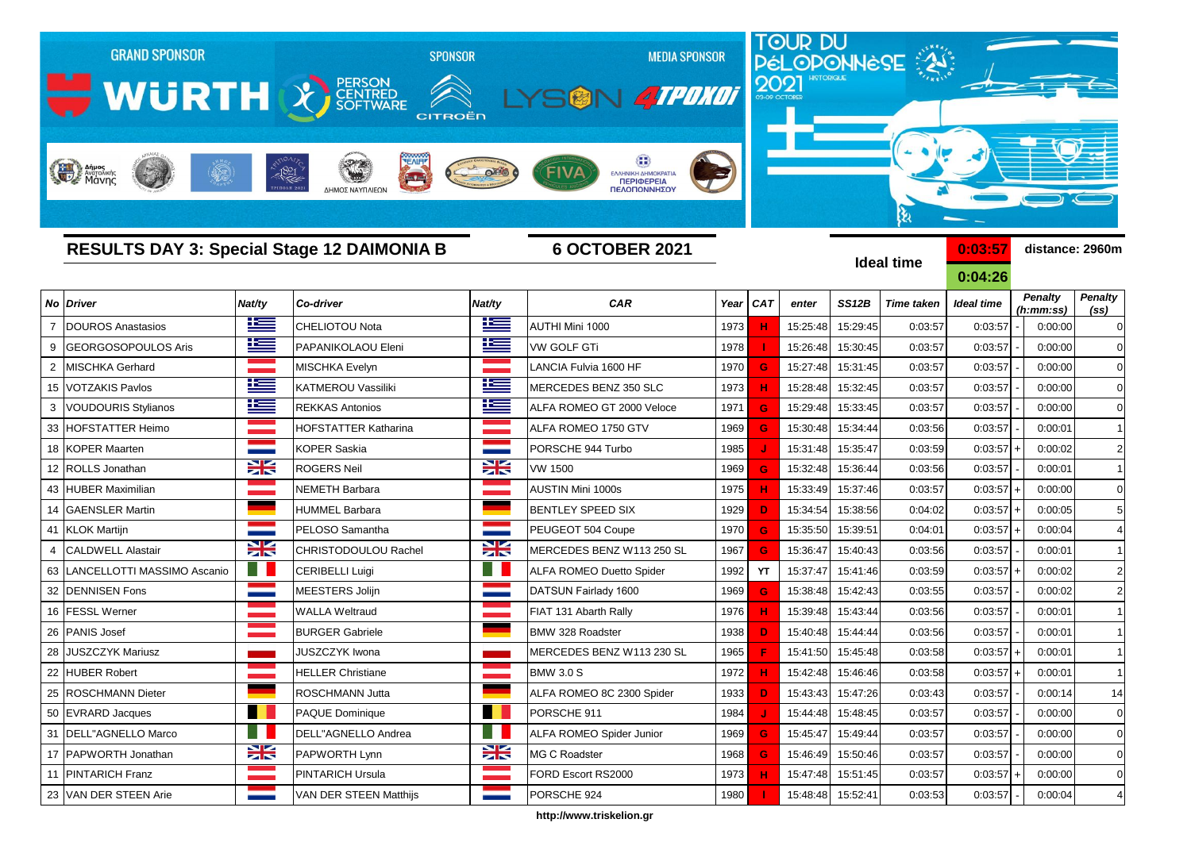GRAND SPONSOR WÜRTH | PERSON CENTRED SOFTWARE | SPONSOR CITROËN | MEDIA SPONSOR LYSON 4TPOXOI

TOUR DU PÉLOPONNÈSE 2021 HISTORIQUE 03-09 OCTOBER

## RESULTS DAY 3: Special Stage 12 DAIMONIA B

**6 OCTOBER 2021**

**Ideal time** 0:03:57 / 0:04:26

**distance: 2960m**

| No | Driver | Nat/ty | Co-driver | Nat/ty | CAR | Year | CAT | enter | SS12B | Time taken | Ideal time | | Penalty (h:mm:ss) | Penalty (ss) |
|---|---|---|---|---|---|---|---|---|---|---|---|---|---|---|
| 7 | DOUROS Anastasios | | CHELIOTOU Nota | | AUTHI Mini 1000 | 1973 | H | 15:25:48 | 15:29:45 | 0:03:57 | 0:03:57 | - | 0:00:00 | 0 |
| 9 | GEORGOSOPOULOS Aris | | PAPANIKOLAOU Eleni | | VW GOLF GTi | 1978 | I | 15:26:48 | 15:30:45 | 0:03:57 | 0:03:57 | - | 0:00:00 | 0 |
| 2 | MISCHKA Gerhard | | MISCHKA Evelyn | | LANCIA Fulvia 1600 HF | 1970 | G | 15:27:48 | 15:31:45 | 0:03:57 | 0:03:57 | - | 0:00:00 | 0 |
| 15 | VOTZAKIS Pavlos | | KATMEROU Vassiliki | | MERCEDES BENZ 350 SLC | 1973 | H | 15:28:48 | 15:32:45 | 0:03:57 | 0:03:57 | - | 0:00:00 | 0 |
| 3 | VOUDOURIS Stylianos | | REKKAS Antonios | | ALFA ROMEO GT 2000 Veloce | 1971 | G | 15:29:48 | 15:33:45 | 0:03:57 | 0:03:57 | - | 0:00:00 | 0 |
| 33 | HOFSTATTER Heimo | | HOFSTATTER Katharina | | ALFA ROMEO 1750 GTV | 1969 | G | 15:30:48 | 15:34:44 | 0:03:56 | 0:03:57 | - | 0:00:01 | 1 |
| 18 | KOPER Maarten | | KOPER Saskia | | PORSCHE 944 Turbo | 1985 | J | 15:31:48 | 15:35:47 | 0:03:59 | 0:03:57 | + | 0:00:02 | 2 |
| 12 | ROLLS Jonathan | | ROGERS Neil | | VW 1500 | 1969 | G | 15:32:48 | 15:36:44 | 0:03:56 | 0:03:57 | - | 0:00:01 | 1 |
| 43 | HUBER Maximilian | | NEMETH Barbara | | AUSTIN Mini 1000s | 1975 | H | 15:33:49 | 15:37:46 | 0:03:57 | 0:03:57 | + | 0:00:00 | 0 |
| 14 | GAENSLER Martin | | HUMMEL Barbara | | BENTLEY SPEED SIX | 1929 | D | 15:34:54 | 15:38:56 | 0:04:02 | 0:03:57 | + | 0:00:05 | 5 |
| 41 | KLOK Martijn | | PELOSO Samantha | | PEUGEOT 504 Coupe | 1970 | G | 15:35:50 | 15:39:51 | 0:04:01 | 0:03:57 | + | 0:00:04 | 4 |
| 4 | CALDWELL Alastair | | CHRISTODOULOU Rachel | | MERCEDES BENZ W113 250 SL | 1967 | G | 15:36:47 | 15:40:43 | 0:03:56 | 0:03:57 | - | 0:00:01 | 1 |
| 63 | LANCELLOTTI MASSIMO Ascanio | | CERIBELLI Luigi | | ALFA ROMEO Duetto Spider | 1992 | YT | 15:37:47 | 15:41:46 | 0:03:59 | 0:03:57 | + | 0:00:02 | 2 |
| 32 | DENNISEN Fons | | MEESTERS Jolijn | | DATSUN Fairlady 1600 | 1969 | G | 15:38:48 | 15:42:43 | 0:03:55 | 0:03:57 | - | 0:00:02 | 2 |
| 16 | FESSL Werner | | WALLA Weltraud | | FIAT 131 Abarth Rally | 1976 | H | 15:39:48 | 15:43:44 | 0:03:56 | 0:03:57 | - | 0:00:01 | 1 |
| 26 | PANIS Josef | | BURGER Gabriele | | BMW 328 Roadster | 1938 | D | 15:40:48 | 15:44:44 | 0:03:56 | 0:03:57 | - | 0:00:01 | 1 |
| 28 | JUSZCZYK Mariusz | | JUSZCZYK Iwona | | MERCEDES BENZ W113 230 SL | 1965 | F | 15:41:50 | 15:45:48 | 0:03:58 | 0:03:57 | + | 0:00:01 | 1 |
| 22 | HUBER Robert | | HELLER Christiane | | BMW 3.0 S | 1972 | H | 15:42:48 | 15:46:46 | 0:03:58 | 0:03:57 | + | 0:00:01 | 1 |
| 25 | ROSCHMANN Dieter | | ROSCHMANN Jutta | | ALFA ROMEO 8C 2300 Spider | 1933 | D | 15:43:43 | 15:47:26 | 0:03:43 | 0:03:57 | - | 0:00:14 | 14 |
| 50 | EVRARD Jacques | | PAQUE Dominique | | PORSCHE 911 | 1984 | J | 15:44:48 | 15:48:45 | 0:03:57 | 0:03:57 | | 0:00:00 | 0 |
| 31 | DELL"AGNELLO Marco | | DELL"AGNELLO Andrea | | ALFA ROMEO Spider Junior | 1969 | G | 15:45:47 | 15:49:44 | 0:03:57 | 0:03:57 | - | 0:00:00 | 0 |
| 17 | PAPWORTH Jonathan | | PAPWORTH Lynn | | MG C Roadster | 1968 | G | 15:46:49 | 15:50:46 | 0:03:57 | 0:03:57 | - | 0:00:00 | 0 |
| 11 | PINTARICH Franz | | PINTARICH Ursula | | FORD Escort RS2000 | 1973 | H | 15:47:48 | 15:51:45 | 0:03:57 | 0:03:57 | + | 0:00:00 | 0 |
| 23 | VAN DER STEEN Arie | | VAN DER STEEN Matthijs | | PORSCHE 924 | 1980 | I | 15:48:48 | 15:52:41 | 0:03:53 | 0:03:57 | - | 0:00:04 | 4 |

http://www.triskelion.gr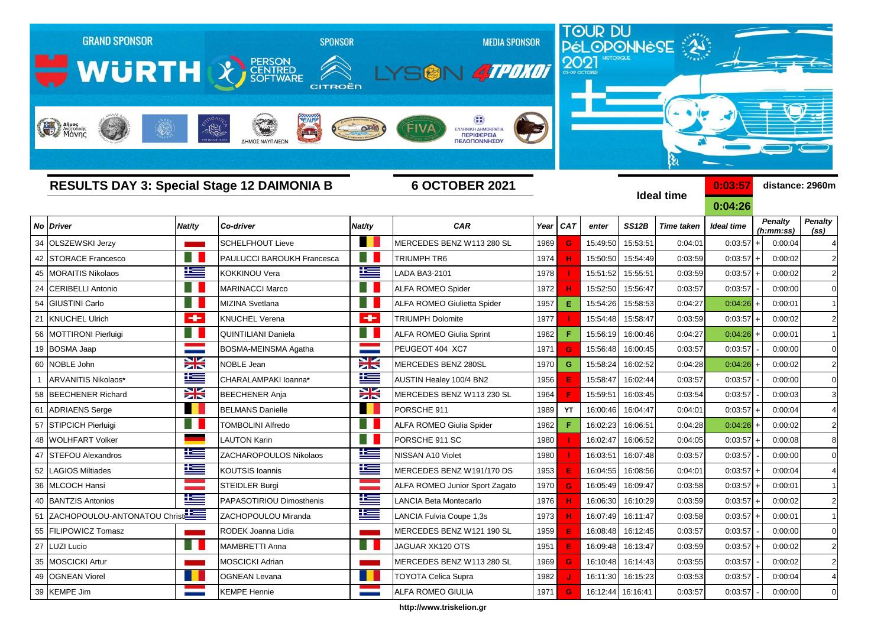GRAND SPONSOR WÜRTH | SPONSOR PERSON CENTRED SOFTWARE, CITROËN | MEDIA SPONSOR LYSON 4TPOXOI

TOUR DU PÉLOPONNÈSE 2021 HISTORIQUE 03-09 OCTOBER

## RESULTS DAY 3: Special Stage 12 DAIMONIA B

**6 OCTOBER 2021**

**Ideal time** 0:03:57 / 0:04:26

**distance: 2960m**

| No | Driver | Nat/ty | Co-driver | Nat/ty | CAR | Year | CAT | enter | SS12B | Time taken | Ideal time | | Penalty (h:mm:ss) | Penalty (ss) |
|---|---|---|---|---|---|---|---|---|---|---|---|---|---|---|
| 34 | OLSZEWSKI Jerzy | | SCHELFHOUT Lieve | | MERCEDES BENZ W113 280 SL | 1969 | G | 15:49:50 | 15:53:51 | 0:04:01 | 0:03:57 | + | 0:00:04 | 4 |
| 42 | STORACE Francesco | | PAULUCCI BAROUKH Francesca | | TRIUMPH TR6 | 1974 | H | 15:50:50 | 15:54:49 | 0:03:59 | 0:03:57 | + | 0:00:02 | 2 |
| 45 | MORAITIS Nikolaos | | KOKKINOU Vera | | LADA BA3-2101 | 1978 | I | 15:51:52 | 15:55:51 | 0:03:59 | 0:03:57 | + | 0:00:02 | 2 |
| 24 | CERIBELLI Antonio | | MARINACCI Marco | | ALFA ROMEO Spider | 1972 | H | 15:52:50 | 15:56:47 | 0:03:57 | 0:03:57 | - | 0:00:00 | 0 |
| 54 | GIUSTINI Carlo | | MIZINA Svetlana | | ALFA ROMEO Giulietta Spider | 1957 | E | 15:54:26 | 15:58:53 | 0:04:27 | 0:04:26 | + | 0:00:01 | 1 |
| 21 | KNUCHEL Ulrich | | KNUCHEL Verena | | TRIUMPH Dolomite | 1977 | I | 15:54:48 | 15:58:47 | 0:03:59 | 0:03:57 | + | 0:00:02 | 2 |
| 56 | MOTTIRONI Pierluigi | | QUINTILIANI Daniela | | ALFA ROMEO Giulia Sprint | 1962 | F | 15:56:19 | 16:00:46 | 0:04:27 | 0:04:26 | + | 0:00:01 | 1 |
| 19 | BOSMA Jaap | | BOSMA-MEINSMA Agatha | | PEUGEOT 404 XC7 | 1971 | G | 15:56:48 | 16:00:45 | 0:03:57 | 0:03:57 | - | 0:00:00 | 0 |
| 60 | NOBLE John | | NOBLE Jean | | MERCEDES BENZ 280SL | 1970 | G | 15:58:24 | 16:02:52 | 0:04:28 | 0:04:26 | + | 0:00:02 | 2 |
| 1 | ARVANITIS Nikolaos* | | CHARALAMPAKI Ioanna* | | AUSTIN Healey 100/4 BN2 | 1956 | E | 15:58:47 | 16:02:44 | 0:03:57 | 0:03:57 | - | 0:00:00 | 0 |
| 58 | BEECHENER Richard | | BEECHENER Anja | | MERCEDES BENZ W113 230 SL | 1964 | F | 15:59:51 | 16:03:45 | 0:03:54 | 0:03:57 | - | 0:00:03 | 3 |
| 61 | ADRIAENS Serge | | BELMANS Danielle | | PORSCHE 911 | 1989 | YT | 16:00:46 | 16:04:47 | 0:04:01 | 0:03:57 | + | 0:00:04 | 4 |
| 57 | STIPCICH Pierluigi | | TOMBOLINI Alfredo | | ALFA ROMEO Giulia Spider | 1962 | F | 16:02:23 | 16:06:51 | 0:04:28 | 0:04:26 | + | 0:00:02 | 2 |
| 48 | WOLHFART Volker | | LAUTON Karin | | PORSCHE 911 SC | 1980 | I | 16:02:47 | 16:06:52 | 0:04:05 | 0:03:57 | + | 0:00:08 | 8 |
| 47 | STEFOU Alexandros | | ZACHAROPOULOS Nikolaos | | NISSAN A10 Violet | 1980 | I | 16:03:51 | 16:07:48 | 0:03:57 | 0:03:57 | - | 0:00:00 | 0 |
| 52 | LAGIOS Miltiades | | KOUTSIS Ioannis | | MERCEDES BENZ W191/170 DS | 1953 | E | 16:04:55 | 16:08:56 | 0:04:01 | 0:03:57 | + | 0:00:04 | 4 |
| 36 | MLCOCH Hansi | | STEIDLER Burgi | | ALFA ROMEO Junior Sport Zagato | 1970 | G | 16:05:49 | 16:09:47 | 0:03:58 | 0:03:57 | + | 0:00:01 | 1 |
| 40 | BANTZIS Antonios | | PAPASOTIRIOU Dimosthenis | | LANCIA Beta Montecarlo | 1976 | H | 16:06:30 | 16:10:29 | 0:03:59 | 0:03:57 | + | 0:00:02 | 2 |
| 51 | ZACHOPOULOU-ANTONATOU Christ | | ZACHOPOULOU Miranda | | LANCIA Fulvia Coupe 1,3s | 1973 | H | 16:07:49 | 16:11:47 | 0:03:58 | 0:03:57 | + | 0:00:01 | 1 |
| 55 | FILIPOWICZ Tomasz | | RODEK Joanna Lidia | | MERCEDES BENZ W121 190 SL | 1959 | E | 16:08:48 | 16:12:45 | 0:03:57 | 0:03:57 | - | 0:00:00 | 0 |
| 27 | LUZI Lucio | | MAMBRETTI Anna | | JAGUAR XK120 OTS | 1951 | E | 16:09:48 | 16:13:47 | 0:03:59 | 0:03:57 | + | 0:00:02 | 2 |
| 35 | MOSCICKI Artur | | MOSCICKI Adrian | | MERCEDES BENZ W113 280 SL | 1969 | G | 16:10:48 | 16:14:43 | 0:03:55 | 0:03:57 | - | 0:00:02 | 2 |
| 49 | OGNEAN Viorel | | OGNEAN Levana | | TOYOTA Celica Supra | 1982 | J | 16:11:30 | 16:15:23 | 0:03:53 | 0:03:57 | - | 0:00:04 | 4 |
| 39 | KEMPE Jim | | KEMPE Hennie | | ALFA ROMEO GIULIA | 1971 | G | 16:12:44 | 16:16:41 | 0:03:57 | 0:03:57 | - | 0:00:00 | 0 |

http://www.triskelion.gr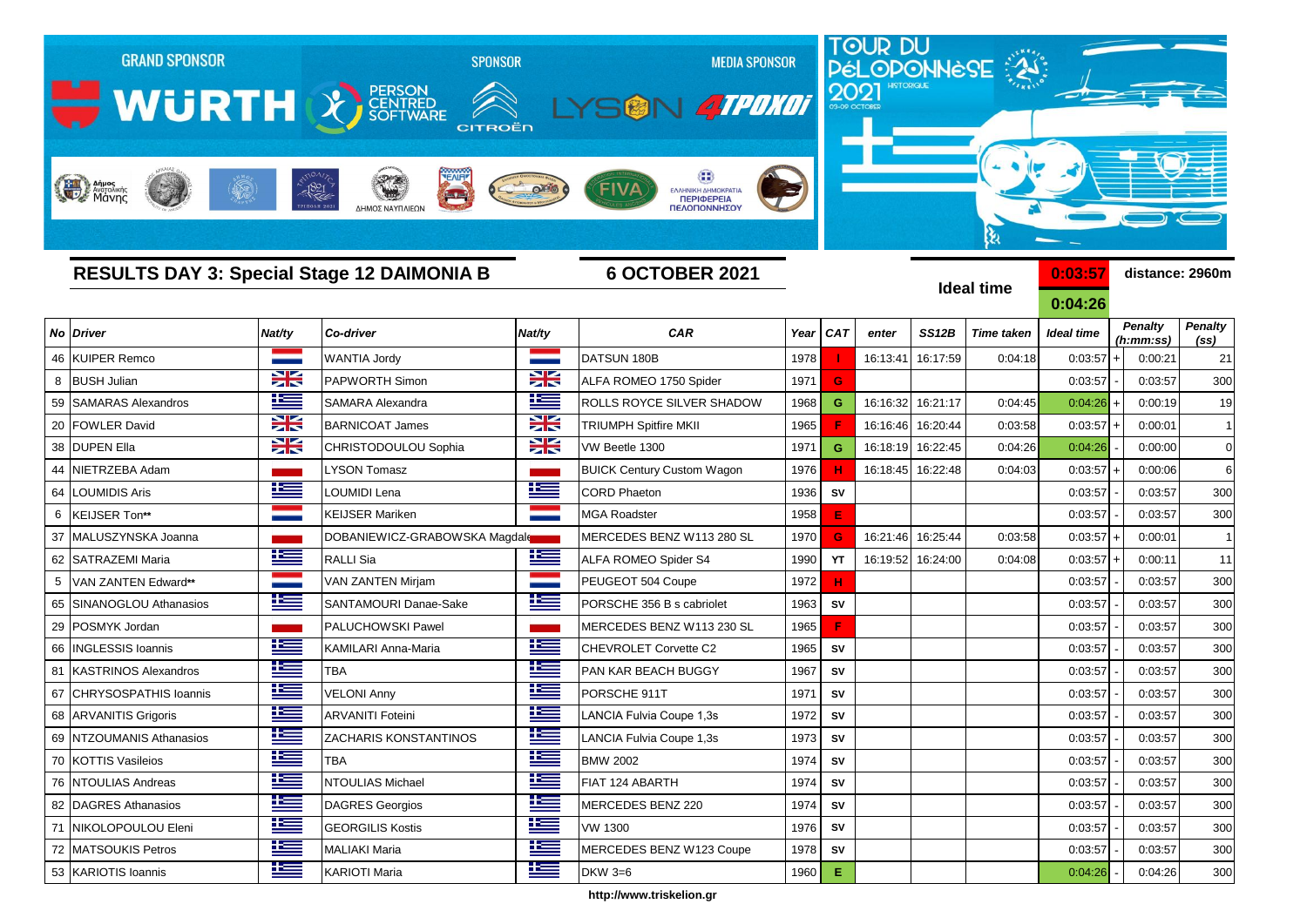GRAND SPONSOR — WÜRTH | SPONSOR — PERSON CENTRED SOFTWARE, CITROËN | MEDIA SPONSOR — LYSON, 4TPOXOI

TOUR DU PÉLOPONNÈSE HISTORIQUE 2021 — 03-09 OCTOBER

## RESULTS DAY 3: Special Stage 12 DAIMONIA B

**6 OCTOBER 2021**

**Ideal time**: 0:03:57 / 0:04:26

**distance: 2960m**

| No | Driver | Nat/ty | Co-driver | Nat/ty | CAR | Year | CAT | enter | SS12B | Time taken | Ideal time | | Penalty (h:mm:ss) | Penalty (ss) |
|---|---|---|---|---|---|---|---|---|---|---|---|---|---|---|
| 46 | KUIPER Remco | | WANTIA Jordy | | DATSUN 180B | 1978 | I | 16:13:41 | 16:17:59 | 0:04:18 | 0:03:57 | + | 0:00:21 | 21 |
| 8 | BUSH Julian | | PAPWORTH Simon | | ALFA ROMEO 1750 Spider | 1971 | G | | | | 0:03:57 | - | 0:03:57 | 300 |
| 59 | SAMARAS Alexandros | | SAMARA Alexandra | | ROLLS ROYCE SILVER SHADOW | 1968 | G | 16:16:32 | 16:21:17 | 0:04:45 | 0:04:26 | + | 0:00:19 | 19 |
| 20 | FOWLER David | | BARNICOAT James | | TRIUMPH Spitfire MKII | 1965 | F | 16:16:46 | 16:20:44 | 0:03:58 | 0:03:57 | + | 0:00:01 | 1 |
| 38 | DUPEN Ella | | CHRISTODOULOU Sophia | | VW Beetle 1300 | 1971 | G | 16:18:19 | 16:22:45 | 0:04:26 | 0:04:26 | - | 0:00:00 | 0 |
| 44 | NIETRZEBA Adam | | LYSON Tomasz | | BUICK Century Custom Wagon | 1976 | H | 16:18:45 | 16:22:48 | 0:04:03 | 0:03:57 | + | 0:00:06 | 6 |
| 64 | LOUMIDIS Aris | | LOUMIDI Lena | | CORD Phaeton | 1936 | SV | | | | 0:03:57 | - | 0:03:57 | 300 |
| 6 | KEIJSER Ton** | | KEIJSER Mariken | | MGA Roadster | 1958 | E | | | | 0:03:57 | - | 0:03:57 | 300 |
| 37 | MALUSZYNSKA Joanna | | DOBRANIEWICZ-GRABOWSKA Magdale | | MERCEDES BENZ W113 280 SL | 1970 | G | 16:21:46 | 16:25:44 | 0:03:58 | 0:03:57 | + | 0:00:01 | 1 |
| 62 | SATRAZEMI Maria | | RALLI Sia | | ALFA ROMEO Spider S4 | 1990 | YT | 16:19:52 | 16:24:00 | 0:04:08 | 0:03:57 | + | 0:00:11 | 11 |
| 5 | VAN ZANTEN Edward** | | VAN ZANTEN Mirjam | | PEUGEOT 504 Coupe | 1972 | H | | | | 0:03:57 | - | 0:03:57 | 300 |
| 65 | SINANOGLOU Athanasios | | SANTAMOURI Danae-Sake | | PORSCHE 356 B s cabriolet | 1963 | SV | | | | 0:03:57 | - | 0:03:57 | 300 |
| 29 | POSMYK Jordan | | PALUCHOWSKI Pawel | | MERCEDES BENZ W113 230 SL | 1965 | F | | | | 0:03:57 | - | 0:03:57 | 300 |
| 66 | INGLESSIS Ioannis | | KAMILARI Anna-Maria | | CHEVROLET Corvette C2 | 1965 | SV | | | | 0:03:57 | - | 0:03:57 | 300 |
| 81 | KASTRINOS Alexandros | | TBA | | PAN KAR BEACH BUGGY | 1967 | SV | | | | 0:03:57 | - | 0:03:57 | 300 |
| 67 | CHRYSOSPATHIS Ioannis | | VELONI Anny | | PORSCHE 911T | 1971 | SV | | | | 0:03:57 | - | 0:03:57 | 300 |
| 68 | ARVANITIS Grigoris | | ARVANITI Foteini | | LANCIA Fulvia Coupe 1,3s | 1972 | SV | | | | 0:03:57 | - | 0:03:57 | 300 |
| 69 | NTZOUMANIS Athanasios | | ZACHARIS KONSTANTINOS | | LANCIA Fulvia Coupe 1,3s | 1973 | SV | | | | 0:03:57 | - | 0:03:57 | 300 |
| 70 | KOTTIS Vasileios | | TBA | | BMW 2002 | 1974 | SV | | | | 0:03:57 | - | 0:03:57 | 300 |
| 76 | NTOULIAS Andreas | | NTOULIAS Michael | | FIAT 124 ABARTH | 1974 | SV | | | | 0:03:57 | - | 0:03:57 | 300 |
| 82 | DAGRES Athanasios | | DAGRES Georgios | | MERCEDES BENZ 220 | 1974 | SV | | | | 0:03:57 | - | 0:03:57 | 300 |
| 71 | NIKOLOPOULOU Eleni | | GEORGILIS Kostis | | VW 1300 | 1976 | SV | | | | 0:03:57 | - | 0:03:57 | 300 |
| 72 | MATSOUKIS Petros | | MALIAKI Maria | | MERCEDES BENZ W123 Coupe | 1978 | SV | | | | 0:03:57 | - | 0:03:57 | 300 |
| 53 | KARIOTIS Ioannis | | KARIOTI Maria | | DKW 3=6 | 1960 | E | | | | 0:04:26 | - | 0:04:26 | 300 |

http://www.triskelion.gr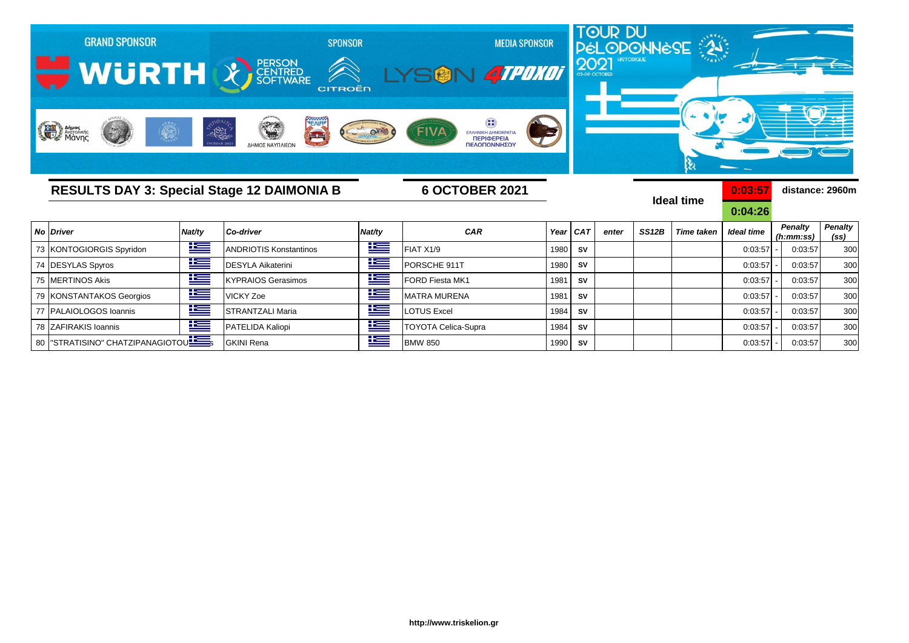GRAND SPONSOR

WÜRTH

PERSON CENTRED SOFTWARE

SPONSOR

CITROËN

MEDIA SPONSOR

LYSON 4TPOXOI

TOUR DU PÉLOPONNÈSE 2021 HISTORIQUE

03-09 OCTOBER

## RESULTS DAY 3: Special Stage 12 DAIMONIA B

**6 OCTOBER 2021**

**Ideal time** 0:03:57 / 0:04:26

**distance: 2960m**

| No | Driver | Nat/ty | Co-driver | Nat/ty | CAR | Year | CAT | enter | SS12B | Time taken | Ideal time | | Penalty (h:mm:ss) | Penalty (ss) |
|---|---|---|---|---|---|---|---|---|---|---|---|---|---|---|
| 73 | KONTOGIORGIS Spyridon | | ANDRIOTIS Konstantinos | | FIAT X1/9 | 1980 | SV | | | | 0:03:57 | - | 0:03:57 | 300 |
| 74 | DESYLAS Spyros | | DESYLA Aikaterini | | PORSCHE 911T | 1980 | SV | | | | 0:03:57 | - | 0:03:57 | 300 |
| 75 | MERTINOS Akis | | KYPRAIOS Gerasimos | | FORD Fiesta MK1 | 1981 | SV | | | | 0:03:57 | - | 0:03:57 | 300 |
| 79 | KONSTANTAKOS Georgios | | VICKY Zoe | | MATRA MURENA | 1981 | SV | | | | 0:03:57 | - | 0:03:57 | 300 |
| 77 | PALAIOLOGOS Ioannis | | STRANTZALI Maria | | LOTUS Excel | 1984 | SV | | | | 0:03:57 | - | 0:03:57 | 300 |
| 78 | ZAFIRAKIS Ioannis | | PATELIDA Kaliopi | | TOYOTA Celica-Supra | 1984 | SV | | | | 0:03:57 | - | 0:03:57 | 300 |
| 80 | "STRATISINO" CHATZIPANAGIOTOU | | GKINI Rena | | BMW 850 | 1990 | SV | | | | 0:03:57 | - | 0:03:57 | 300 |

http://www.triskelion.gr